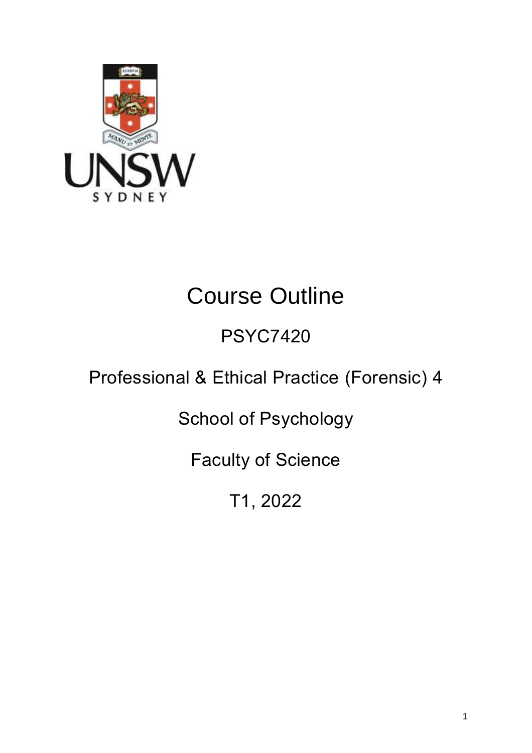# Course Outline

## PSYC7420

## Professional & Ethical Practice (Forensic) 4

## School of Psychology

## Faculty of Science

## T1, 2022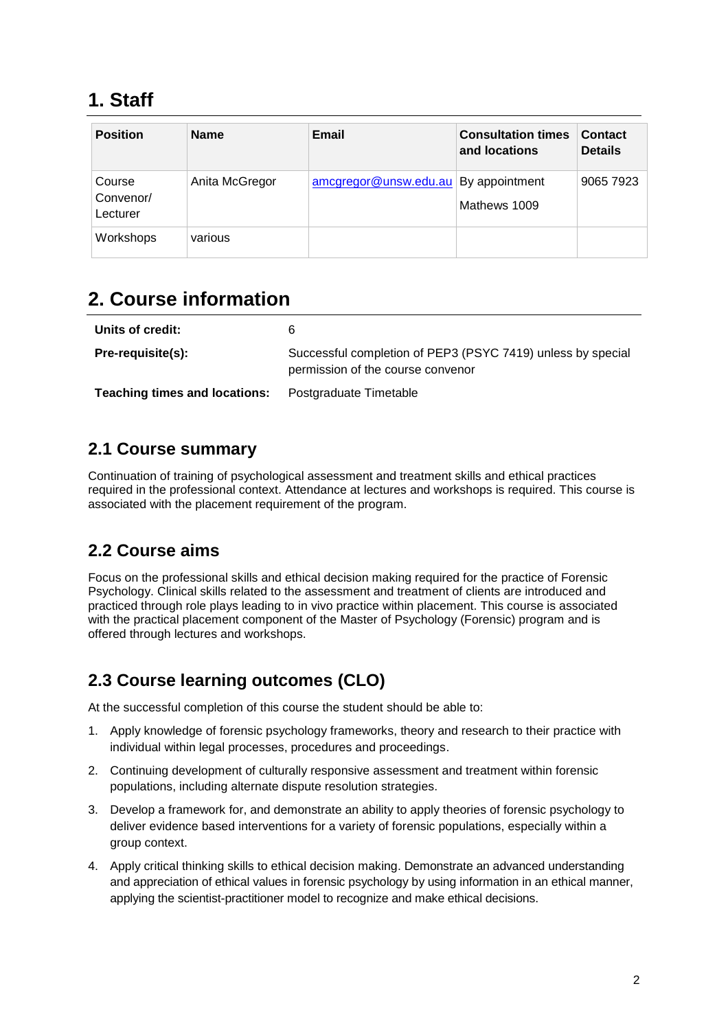# 1. Staff

| Position | Name | Email | Consultation times and locations | Contact Details |
|---|---|---|---|---|
| Course Convenor/ Lecturer | Anita McGregor | amcgregor@unsw.edu.au | By appointment<br>Mathews 1009 | 9065 7923 |
| Workshops | various | | | |

# 2. Course information

| | |
|---|---|
| **Units of credit:** | 6 |
| **Pre-requisite(s):** | Successful completion of PEP3 (PSYC 7419) unless by special permission of the course convenor |
| **Teaching times and locations:** | Postgraduate Timetable |

## 2.1 Course summary

Continuation of training of psychological assessment and treatment skills and ethical practices required in the professional context. Attendance at lectures and workshops is required. This course is associated with the placement requirement of the program.

## 2.2 Course aims

Focus on the professional skills and ethical decision making required for the practice of Forensic Psychology. Clinical skills related to the assessment and treatment of clients are introduced and practiced through role plays leading to in vivo practice within placement. This course is associated with the practical placement component of the Master of Psychology (Forensic) program and is offered through lectures and workshops.

## 2.3 Course learning outcomes (CLO)

At the successful completion of this course the student should be able to:

1. Apply knowledge of forensic psychology frameworks, theory and research to their practice with individual within legal processes, procedures and proceedings.
2. Continuing development of culturally responsive assessment and treatment within forensic populations, including alternate dispute resolution strategies.
3. Develop a framework for, and demonstrate an ability to apply theories of forensic psychology to deliver evidence based interventions for a variety of forensic populations, especially within a group context.
4. Apply critical thinking skills to ethical decision making. Demonstrate an advanced understanding and appreciation of ethical values in forensic psychology by using information in an ethical manner, applying the scientist-practitioner model to recognize and make ethical decisions.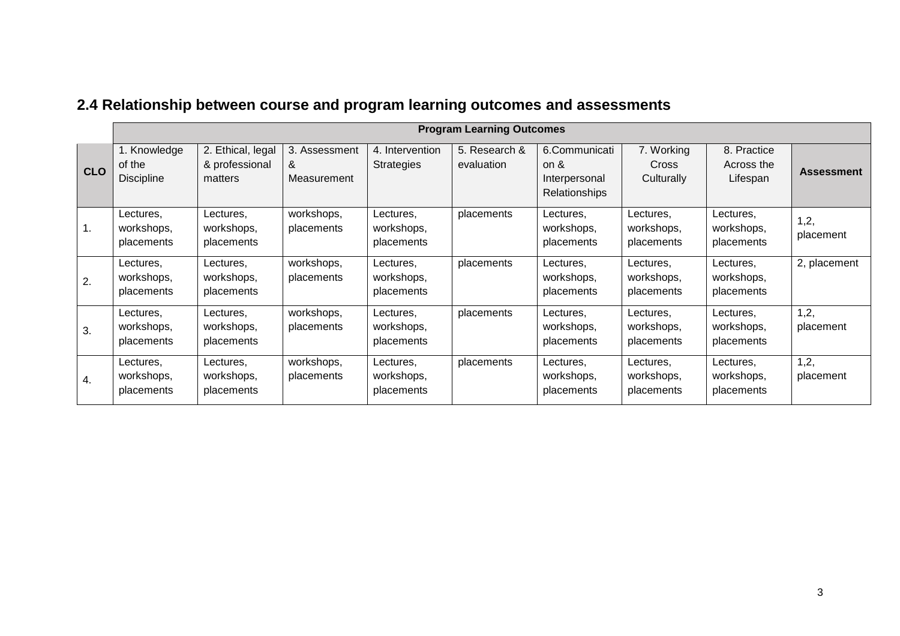## 2.4 Relationship between course and program learning outcomes and assessments

| CLO | Program Learning Outcomes | | | | | | | | Assessment |
|---|---|---|---|---|---|---|---|---|---|
| | 1. Knowledge of the Discipline | 2. Ethical, legal & professional matters | 3. Assessment & Measurement | 4. Intervention Strategies | 5. Research & evaluation | 6.Communication & Interpersonal Relationships | 7. Working Cross Culturally | 8. Practice Across the Lifespan | |
| 1. | Lectures, workshops, placements | Lectures, workshops, placements | workshops, placements | Lectures, workshops, placements | placements | Lectures, workshops, placements | Lectures, workshops, placements | Lectures, workshops, placements | 1,2, placement |
| 2. | Lectures, workshops, placements | Lectures, workshops, placements | workshops, placements | Lectures, workshops, placements | placements | Lectures, workshops, placements | Lectures, workshops, placements | Lectures, workshops, placements | 2, placement |
| 3. | Lectures, workshops, placements | Lectures, workshops, placements | workshops, placements | Lectures, workshops, placements | placements | Lectures, workshops, placements | Lectures, workshops, placements | Lectures, workshops, placements | 1,2, placement |
| 4. | Lectures, workshops, placements | Lectures, workshops, placements | workshops, placements | Lectures, workshops, placements | placements | Lectures, workshops, placements | Lectures, workshops, placements | Lectures, workshops, placements | 1,2, placement |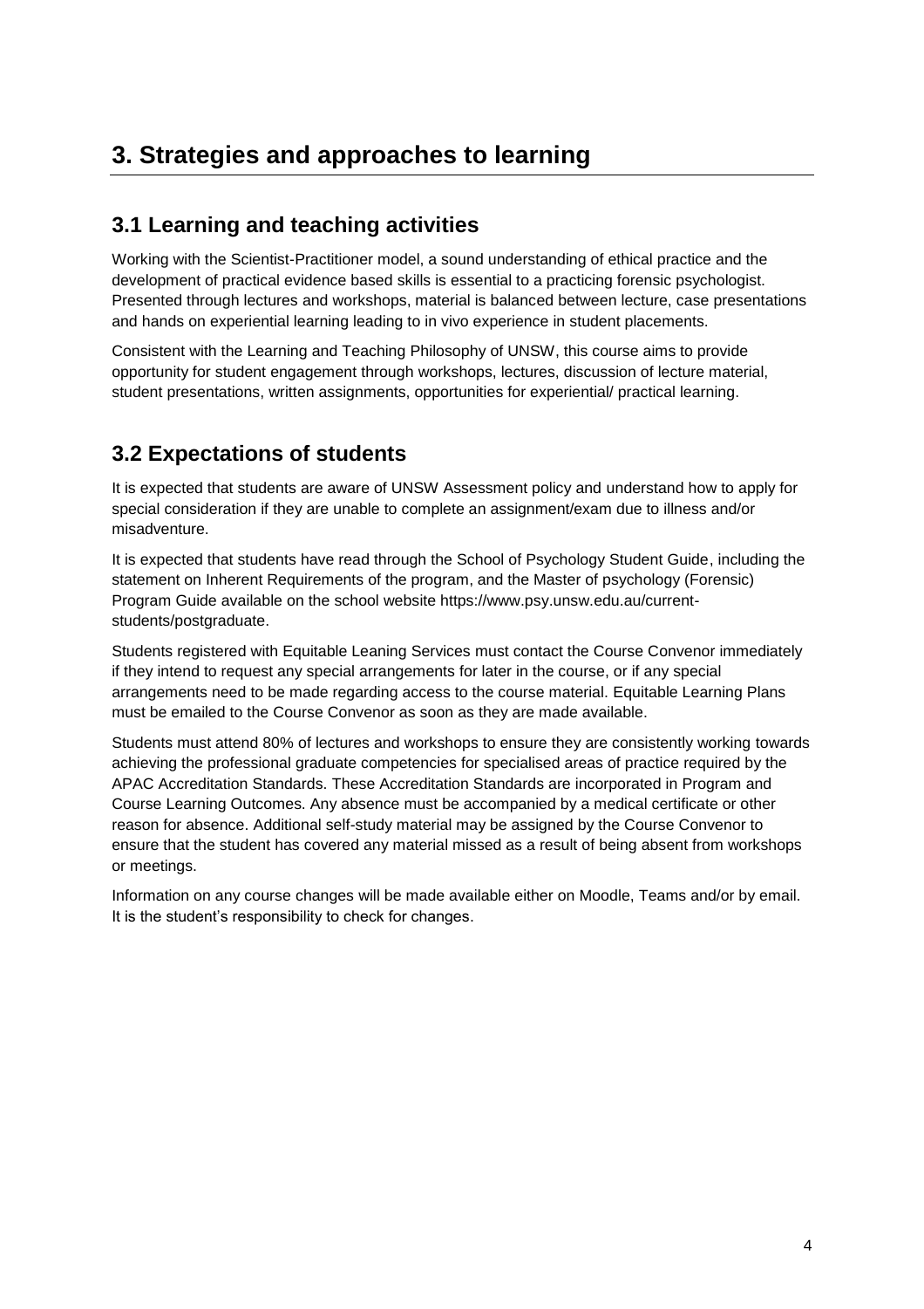# 3. Strategies and approaches to learning

## 3.1 Learning and teaching activities

Working with the Scientist-Practitioner model, a sound understanding of ethical practice and the development of practical evidence based skills is essential to a practicing forensic psychologist. Presented through lectures and workshops, material is balanced between lecture, case presentations and hands on experiential learning leading to in vivo experience in student placements.

Consistent with the Learning and Teaching Philosophy of UNSW, this course aims to provide opportunity for student engagement through workshops, lectures, discussion of lecture material, student presentations, written assignments, opportunities for experiential/ practical learning.

## 3.2 Expectations of students

It is expected that students are aware of UNSW Assessment policy and understand how to apply for special consideration if they are unable to complete an assignment/exam due to illness and/or misadventure.

It is expected that students have read through the School of Psychology Student Guide, including the statement on Inherent Requirements of the program, and the Master of psychology (Forensic) Program Guide available on the school website https://www.psy.unsw.edu.au/current-students/postgraduate.

Students registered with Equitable Leaning Services must contact the Course Convenor immediately if they intend to request any special arrangements for later in the course, or if any special arrangements need to be made regarding access to the course material. Equitable Learning Plans must be emailed to the Course Convenor as soon as they are made available.

Students must attend 80% of lectures and workshops to ensure they are consistently working towards achieving the professional graduate competencies for specialised areas of practice required by the APAC Accreditation Standards. These Accreditation Standards are incorporated in Program and Course Learning Outcomes. Any absence must be accompanied by a medical certificate or other reason for absence. Additional self-study material may be assigned by the Course Convenor to ensure that the student has covered any material missed as a result of being absent from workshops or meetings.

Information on any course changes will be made available either on Moodle, Teams and/or by email. It is the student's responsibility to check for changes.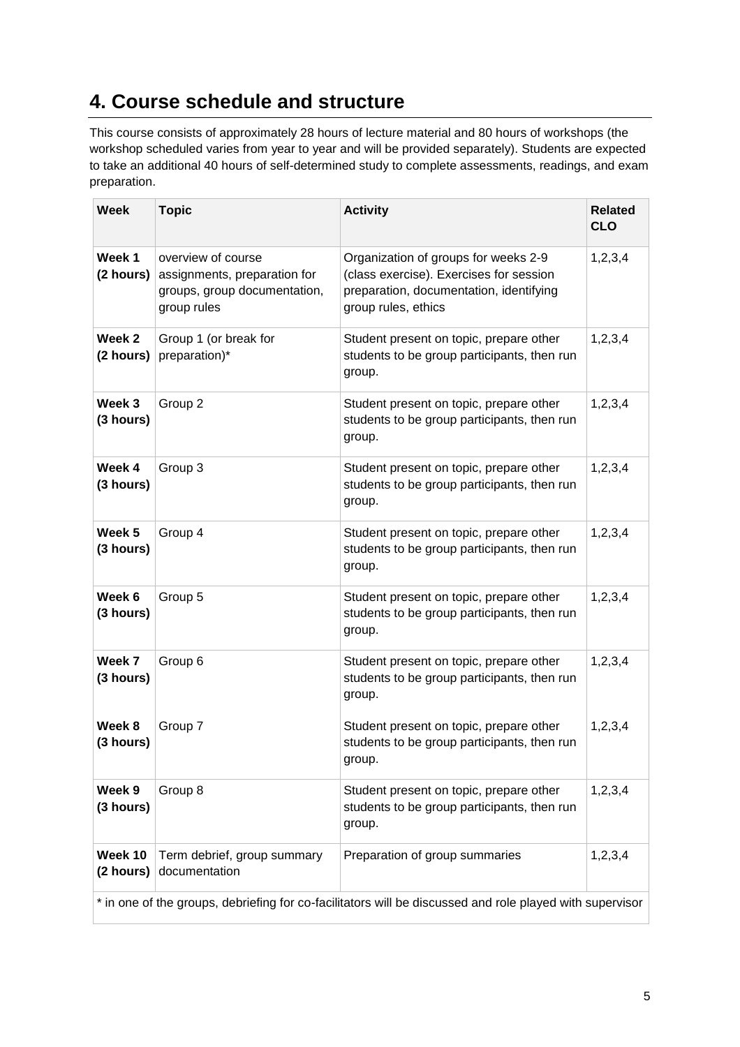## 4. Course schedule and structure

This course consists of approximately 28 hours of lecture material and 80 hours of workshops (the workshop scheduled varies from year to year and will be provided separately). Students are expected to take an additional 40 hours of self-determined study to complete assessments, readings, and exam preparation.

| Week | Topic | Activity | Related CLO |
|---|---|---|---|
| **Week 1 (2 hours)** | overview of course assignments, preparation for groups, group documentation, group rules | Organization of groups for weeks 2-9 (class exercise). Exercises for session preparation, documentation, identifying group rules, ethics | 1,2,3,4 |
| **Week 2 (2 hours)** | Group 1 (or break for preparation)* | Student present on topic, prepare other students to be group participants, then run group. | 1,2,3,4 |
| **Week 3 (3 hours)** | Group 2 | Student present on topic, prepare other students to be group participants, then run group. | 1,2,3,4 |
| **Week 4 (3 hours)** | Group 3 | Student present on topic, prepare other students to be group participants, then run group. | 1,2,3,4 |
| **Week 5 (3 hours)** | Group 4 | Student present on topic, prepare other students to be group participants, then run group. | 1,2,3,4 |
| **Week 6 (3 hours)** | Group 5 | Student present on topic, prepare other students to be group participants, then run group. | 1,2,3,4 |
| **Week 7 (3 hours)** | Group 6 | Student present on topic, prepare other students to be group participants, then run group. | 1,2,3,4 |
| **Week 8 (3 hours)** | Group 7 | Student present on topic, prepare other students to be group participants, then run group. | 1,2,3,4 |
| **Week 9 (3 hours)** | Group 8 | Student present on topic, prepare other students to be group participants, then run group. | 1,2,3,4 |
| **Week 10 (2 hours)** | Term debrief, group summary documentation | Preparation of group summaries | 1,2,3,4 |

\* in one of the groups, debriefing for co-facilitators will be discussed and role played with supervisor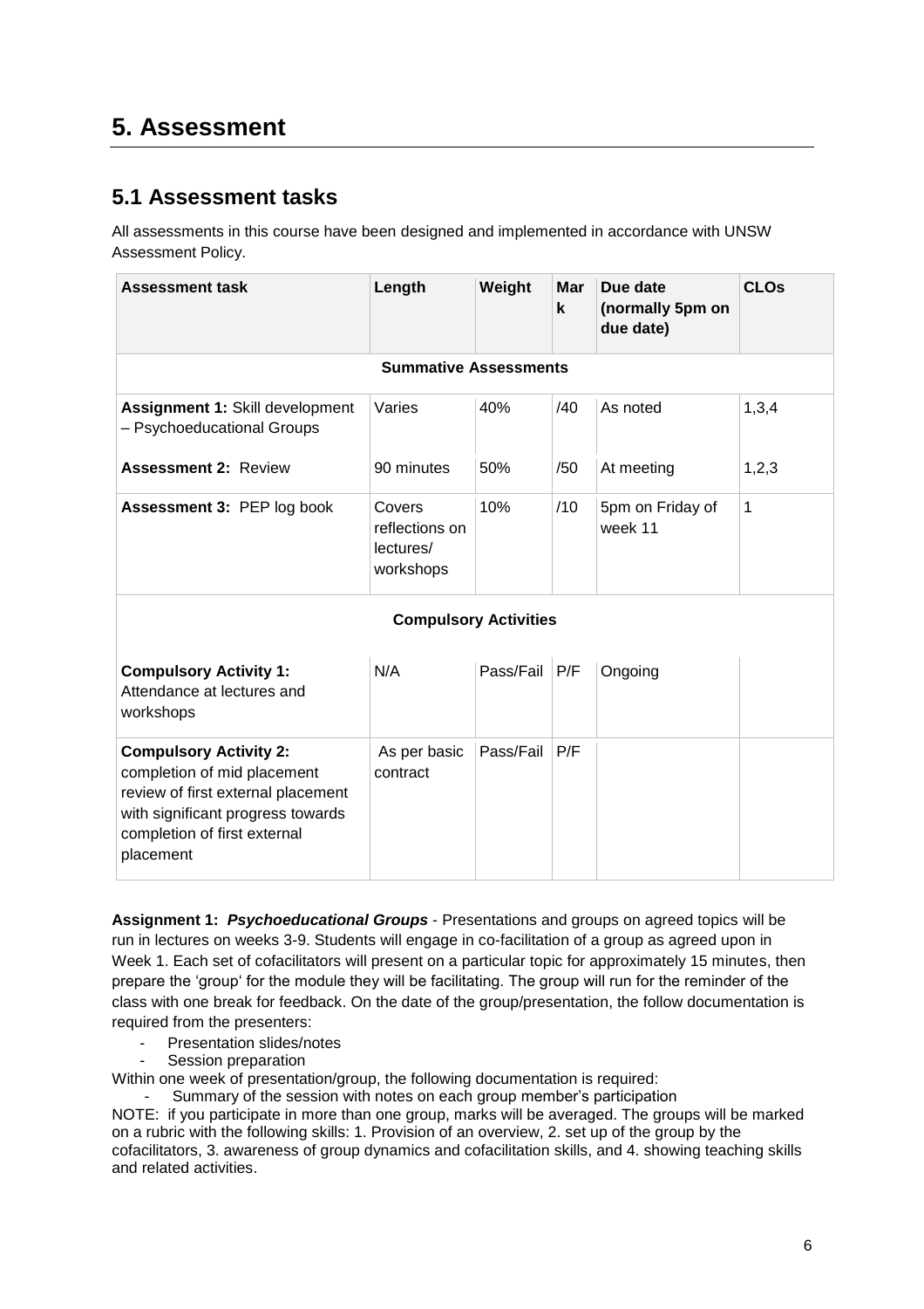# 5. Assessment

## 5.1 Assessment tasks

All assessments in this course have been designed and implemented in accordance with UNSW Assessment Policy.

| Assessment task | Length | Weight | Mark | Due date (normally 5pm on due date) | CLOs |
|---|---|---|---|---|---|
| **Summative Assessments** | | | | | |
| **Assignment 1:** Skill development – Psychoeducational Groups | Varies | 40% | /40 | As noted | 1,3,4 |
| **Assessment 2:** Review | 90 minutes | 50% | /50 | At meeting | 1,2,3 |
| **Assessment 3:** PEP log book | Covers reflections on lectures/ workshops | 10% | /10 | 5pm on Friday of week 11 | 1 |
| **Compulsory Activities** | | | | | |
| **Compulsory Activity 1:** Attendance at lectures and workshops | N/A | Pass/Fail | P/F | Ongoing | |
| **Compulsory Activity 2:** completion of mid placement review of first external placement with significant progress towards completion of first external placement | As per basic contract | Pass/Fail | P/F | | |

**Assignment 1:** ***Psychoeducational Groups*** - Presentations and groups on agreed topics will be run in lectures on weeks 3-9. Students will engage in co-facilitation of a group as agreed upon in Week 1. Each set of cofacilitators will present on a particular topic for approximately 15 minutes, then prepare the 'group' for the module they will be facilitating. The group will run for the reminder of the class with one break for feedback. On the date of the group/presentation, the follow documentation is required from the presenters:

- Presentation slides/notes
- Session preparation

Within one week of presentation/group, the following documentation is required:

- Summary of the session with notes on each group member's participation

NOTE: if you participate in more than one group, marks will be averaged. The groups will be marked on a rubric with the following skills: 1. Provision of an overview, 2. set up of the group by the cofacilitators, 3. awareness of group dynamics and cofacilitation skills, and 4. showing teaching skills and related activities.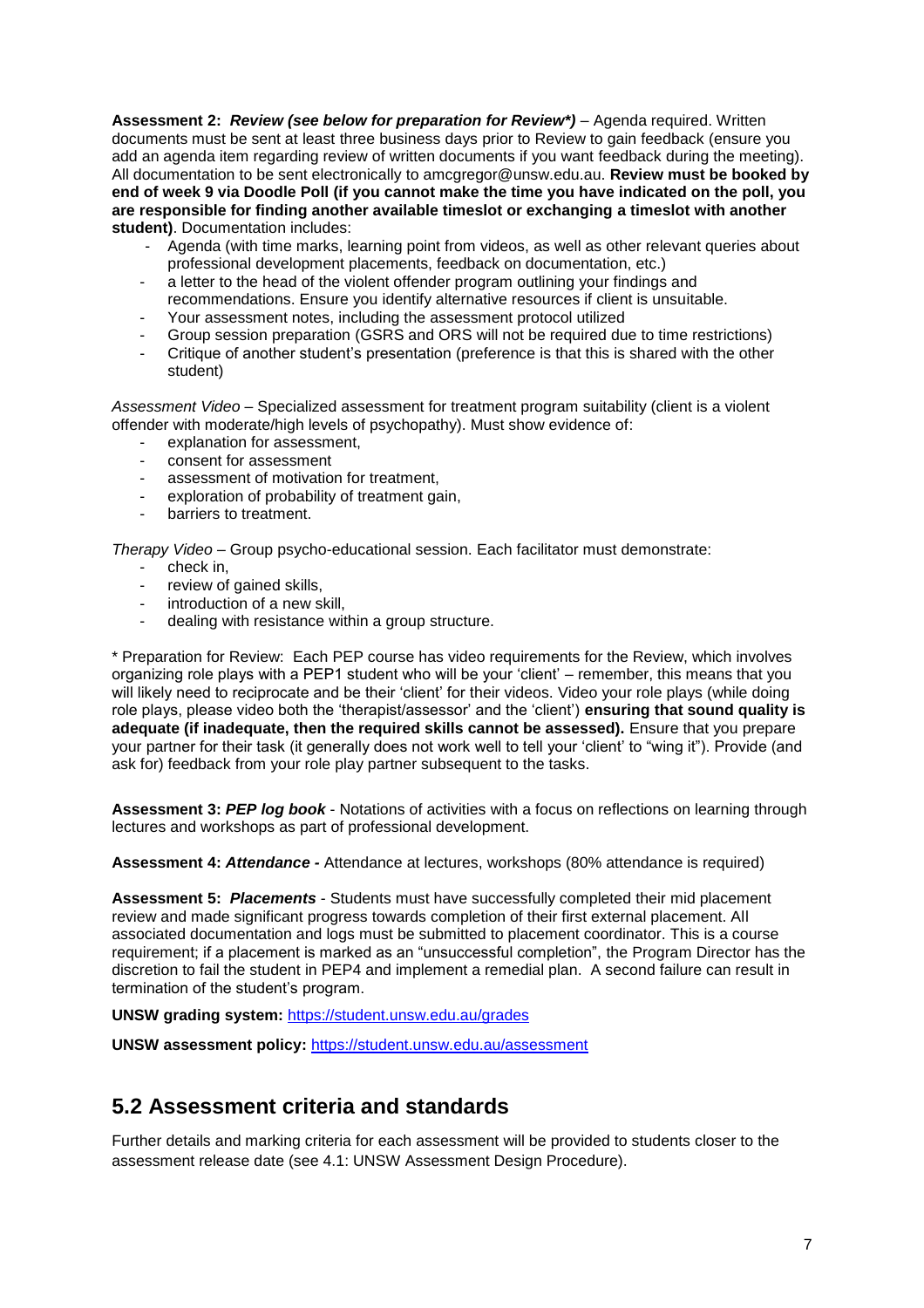**Assessment 2:** ***Review (see below for preparation for Review\*)*** – Agenda required. Written documents must be sent at least three business days prior to Review to gain feedback (ensure you add an agenda item regarding review of written documents if you want feedback during the meeting). All documentation to be sent electronically to amcgregor@unsw.edu.au. **Review must be booked by end of week 9 via Doodle Poll (if you cannot make the time you have indicated on the poll, you are responsible for finding another available timeslot or exchanging a timeslot with another student)**. Documentation includes:

- Agenda (with time marks, learning point from videos, as well as other relevant queries about professional development placements, feedback on documentation, etc.)
- a letter to the head of the violent offender program outlining your findings and recommendations. Ensure you identify alternative resources if client is unsuitable.
- Your assessment notes, including the assessment protocol utilized
- Group session preparation (GSRS and ORS will not be required due to time restrictions)
- Critique of another student's presentation (preference is that this is shared with the other student)

*Assessment Video* – Specialized assessment for treatment program suitability (client is a violent offender with moderate/high levels of psychopathy). Must show evidence of:

- explanation for assessment,
- consent for assessment
- assessment of motivation for treatment,
- exploration of probability of treatment gain,
- barriers to treatment.

*Therapy Video* – Group psycho-educational session. Each facilitator must demonstrate:

- check in,
- review of gained skills,
- introduction of a new skill,
- dealing with resistance within a group structure.

\* Preparation for Review: Each PEP course has video requirements for the Review, which involves organizing role plays with a PEP1 student who will be your 'client' – remember, this means that you will likely need to reciprocate and be their 'client' for their videos. Video your role plays (while doing role plays, please video both the 'therapist/assessor' and the 'client') **ensuring that sound quality is adequate (if inadequate, then the required skills cannot be assessed).** Ensure that you prepare your partner for their task (it generally does not work well to tell your 'client' to "wing it"). Provide (and ask for) feedback from your role play partner subsequent to the tasks.

**Assessment 3:** ***PEP log book*** - Notations of activities with a focus on reflections on learning through lectures and workshops as part of professional development.

**Assessment 4:** ***Attendance -*** Attendance at lectures, workshops (80% attendance is required)

**Assessment 5:** ***Placements*** - Students must have successfully completed their mid placement review and made significant progress towards completion of their first external placement. All associated documentation and logs must be submitted to placement coordinator. This is a course requirement; if a placement is marked as an "unsuccessful completion", the Program Director has the discretion to fail the student in PEP4 and implement a remedial plan. A second failure can result in termination of the student's program.

**UNSW grading system:** https://student.unsw.edu.au/grades

**UNSW assessment policy:** https://student.unsw.edu.au/assessment

## 5.2 Assessment criteria and standards

Further details and marking criteria for each assessment will be provided to students closer to the assessment release date (see 4.1: UNSW Assessment Design Procedure).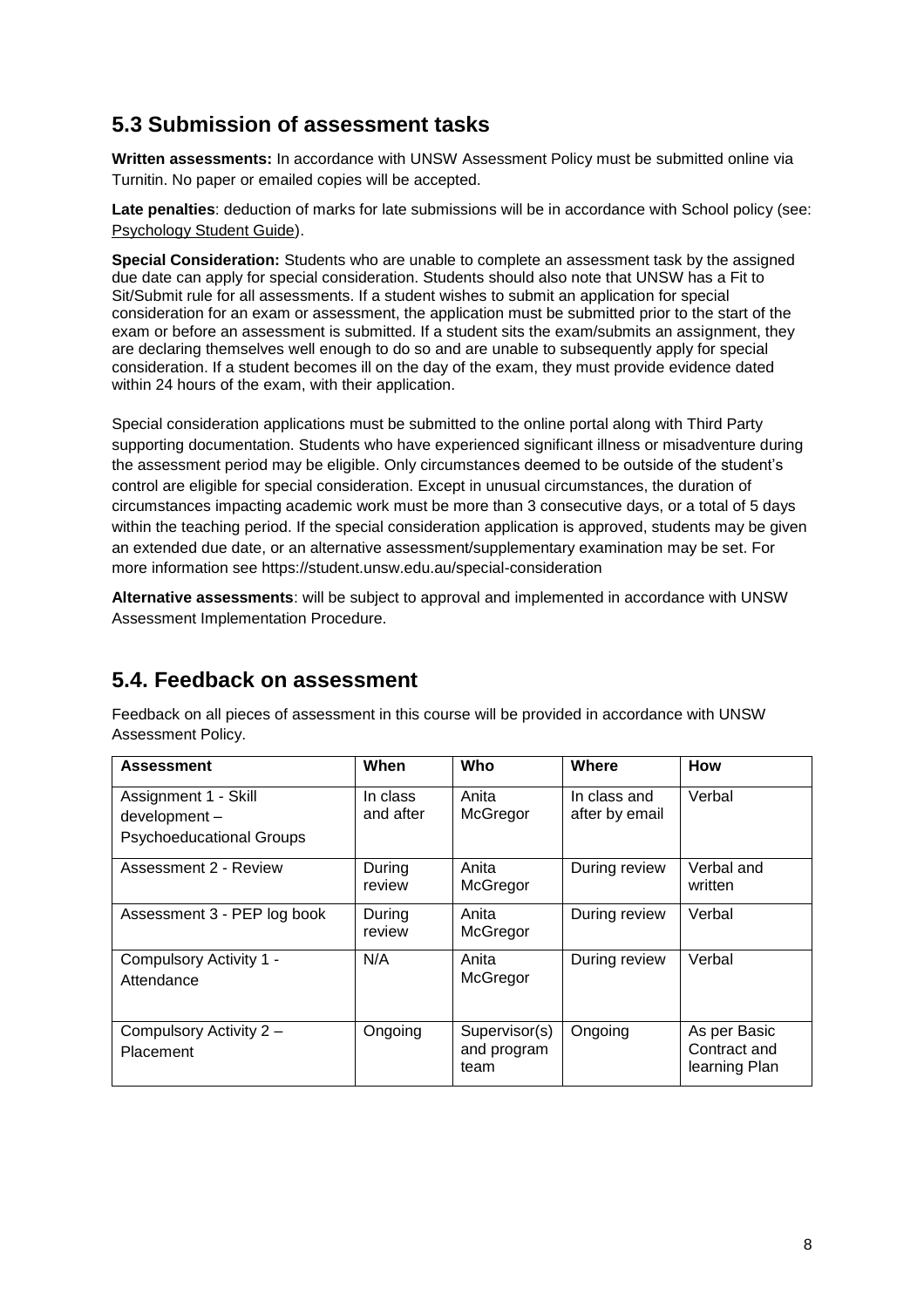## 5.3 Submission of assessment tasks

**Written assessments:** In accordance with UNSW Assessment Policy must be submitted online via Turnitin. No paper or emailed copies will be accepted.

**Late penalties**: deduction of marks for late submissions will be in accordance with School policy (see: Psychology Student Guide).

**Special Consideration:** Students who are unable to complete an assessment task by the assigned due date can apply for special consideration. Students should also note that UNSW has a Fit to Sit/Submit rule for all assessments. If a student wishes to submit an application for special consideration for an exam or assessment, the application must be submitted prior to the start of the exam or before an assessment is submitted. If a student sits the exam/submits an assignment, they are declaring themselves well enough to do so and are unable to subsequently apply for special consideration. If a student becomes ill on the day of the exam, they must provide evidence dated within 24 hours of the exam, with their application.

Special consideration applications must be submitted to the online portal along with Third Party supporting documentation. Students who have experienced significant illness or misadventure during the assessment period may be eligible. Only circumstances deemed to be outside of the student's control are eligible for special consideration. Except in unusual circumstances, the duration of circumstances impacting academic work must be more than 3 consecutive days, or a total of 5 days within the teaching period. If the special consideration application is approved, students may be given an extended due date, or an alternative assessment/supplementary examination may be set. For more information see https://student.unsw.edu.au/special-consideration

**Alternative assessments**: will be subject to approval and implemented in accordance with UNSW Assessment Implementation Procedure.

## 5.4. Feedback on assessment

Feedback on all pieces of assessment in this course will be provided in accordance with UNSW Assessment Policy.

| Assessment | When | Who | Where | How |
|---|---|---|---|---|
| Assignment 1 - Skill development – Psychoeducational Groups | In class and after | Anita McGregor | In class and after by email | Verbal |
| Assessment 2 - Review | During review | Anita McGregor | During review | Verbal and written |
| Assessment 3 - PEP log book | During review | Anita McGregor | During review | Verbal |
| Compulsory Activity 1 - Attendance | N/A | Anita McGregor | During review | Verbal |
| Compulsory Activity 2 – Placement | Ongoing | Supervisor(s) and program team | Ongoing | As per Basic Contract and learning Plan |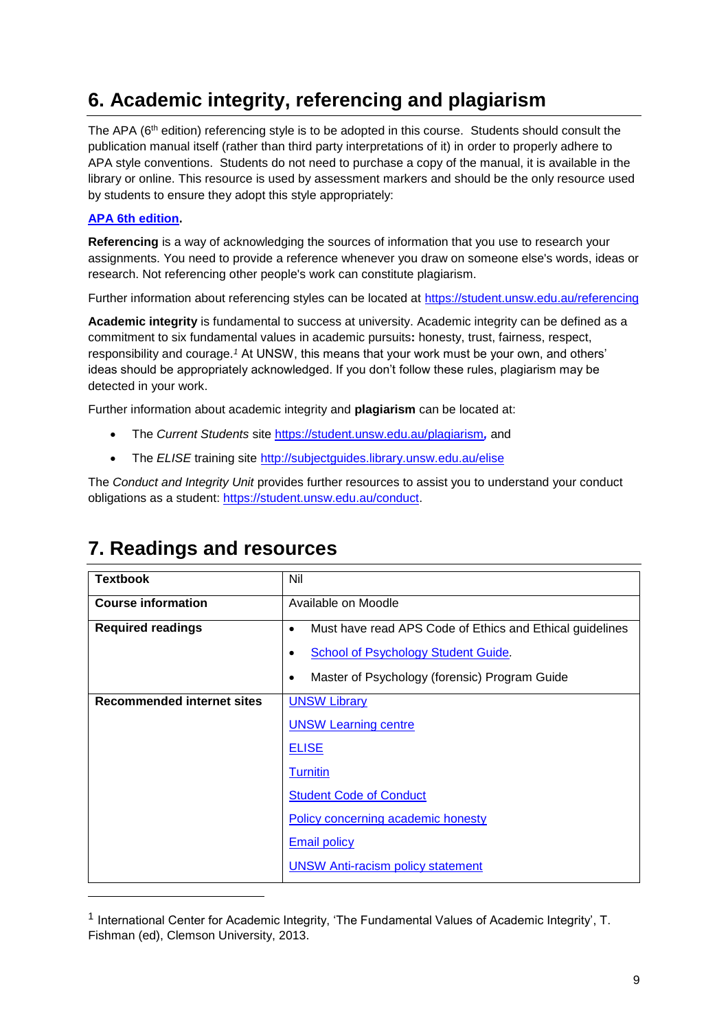## 6. Academic integrity, referencing and plagiarism

The APA (6th edition) referencing style is to be adopted in this course. Students should consult the publication manual itself (rather than third party interpretations of it) in order to properly adhere to APA style conventions. Students do not need to purchase a copy of the manual, it is available in the library or online. This resource is used by assessment markers and should be the only resource used by students to ensure they adopt this style appropriately:

**APA 6th edition.**

**Referencing** is a way of acknowledging the sources of information that you use to research your assignments. You need to provide a reference whenever you draw on someone else's words, ideas or research. Not referencing other people's work can constitute plagiarism.

Further information about referencing styles can be located at https://student.unsw.edu.au/referencing

**Academic integrity** is fundamental to success at university. Academic integrity can be defined as a commitment to six fundamental values in academic pursuits**:** honesty, trust, fairness, respect, responsibility and courage.[1] At UNSW, this means that your work must be your own, and others' ideas should be appropriately acknowledged. If you don't follow these rules, plagiarism may be detected in your work.

Further information about academic integrity and **plagiarism** can be located at:

- The *Current Students* site https://student.unsw.edu.au/plagiarism, and
- The *ELISE* training site http://subjectguides.library.unsw.edu.au/elise

The *Conduct and Integrity Unit* provides further resources to assist you to understand your conduct obligations as a student: https://student.unsw.edu.au/conduct.

## 7. Readings and resources

| **Textbook** | Nil |
|---|---|
| **Course information** | Available on Moodle |
| **Required readings** | • Must have read APS Code of Ethics and Ethical guidelines<br>• School of Psychology Student Guide.<br>• Master of Psychology (forensic) Program Guide |
| **Recommended internet sites** | UNSW Library<br>UNSW Learning centre<br>ELISE<br>Turnitin<br>Student Code of Conduct<br>Policy concerning academic honesty<br>Email policy<br>UNSW Anti-racism policy statement |

[1] International Center for Academic Integrity, 'The Fundamental Values of Academic Integrity', T. Fishman (ed), Clemson University, 2013.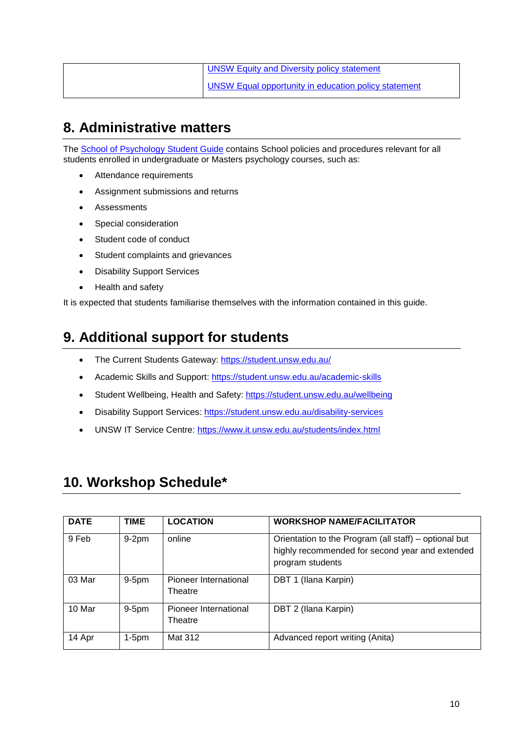|  | UNSW Equity and Diversity policy statement<br>UNSW Equal opportunity in education policy statement |
|---|---|

## 8. Administrative matters

The School of Psychology Student Guide contains School policies and procedures relevant for all students enrolled in undergraduate or Masters psychology courses, such as:

- Attendance requirements
- Assignment submissions and returns
- Assessments
- Special consideration
- Student code of conduct
- Student complaints and grievances
- Disability Support Services
- Health and safety

It is expected that students familiarise themselves with the information contained in this guide.

## 9. Additional support for students

- The Current Students Gateway: https://student.unsw.edu.au/
- Academic Skills and Support: https://student.unsw.edu.au/academic-skills
- Student Wellbeing, Health and Safety: https://student.unsw.edu.au/wellbeing
- Disability Support Services: https://student.unsw.edu.au/disability-services
- UNSW IT Service Centre: https://www.it.unsw.edu.au/students/index.html

## 10. Workshop Schedule*

| DATE | TIME | LOCATION | WORKSHOP NAME/FACILITATOR |
|---|---|---|---|
| 9 Feb | 9-2pm | online | Orientation to the Program (all staff) – optional but highly recommended for second year and extended program students |
| 03 Mar | 9-5pm | Pioneer International Theatre | DBT 1 (Ilana Karpin) |
| 10 Mar | 9-5pm | Pioneer International Theatre | DBT 2 (Ilana Karpin) |
| 14 Apr | 1-5pm | Mat 312 | Advanced report writing (Anita) |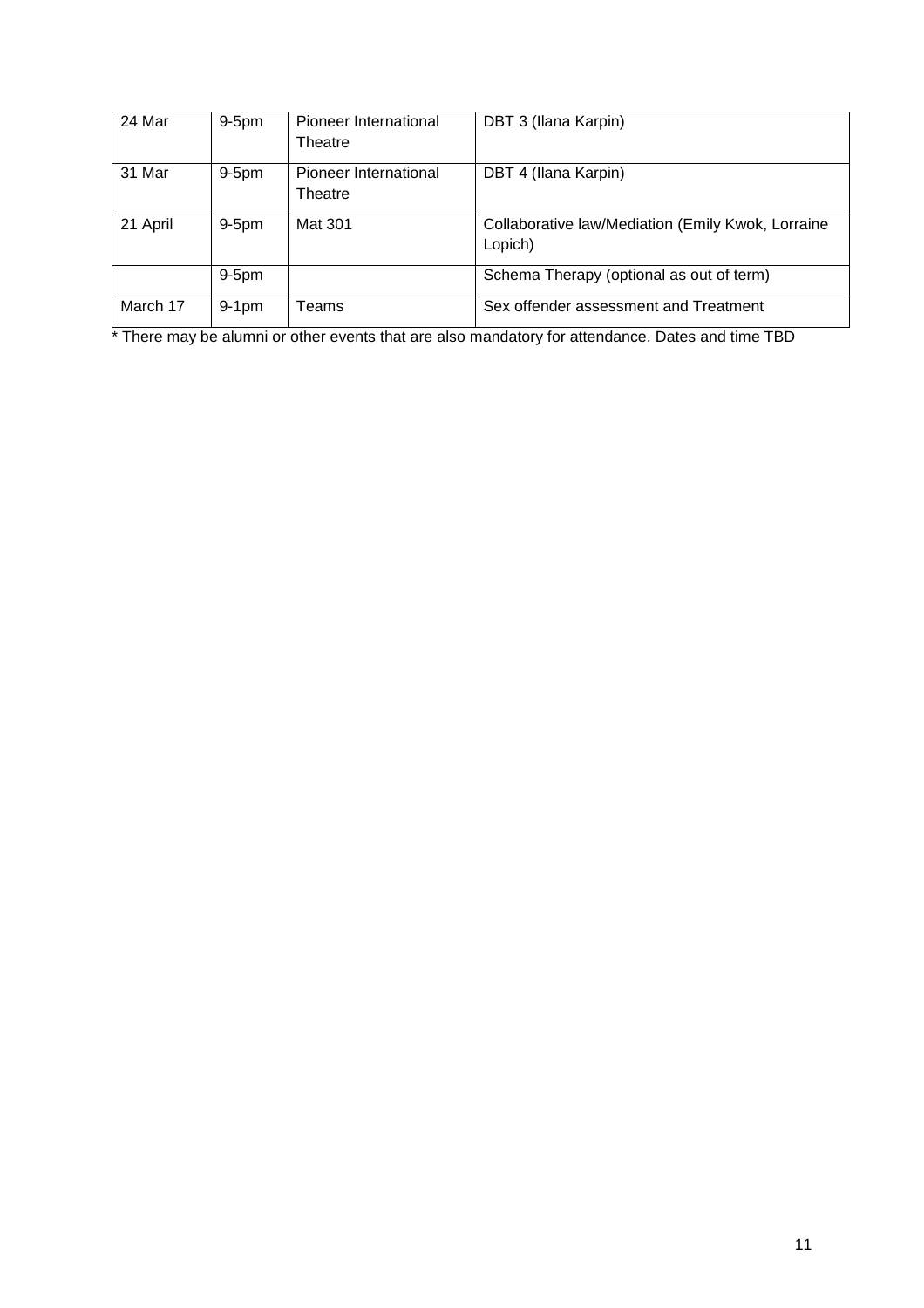| | | | |
|---|---|---|---|
| 24 Mar | 9-5pm | Pioneer International Theatre | DBT 3 (Ilana Karpin) |
| 31 Mar | 9-5pm | Pioneer International Theatre | DBT 4 (Ilana Karpin) |
| 21 April | 9-5pm | Mat 301 | Collaborative law/Mediation (Emily Kwok, Lorraine Lopich) |
| | 9-5pm | | Schema Therapy (optional as out of term) |
| March 17 | 9-1pm | Teams | Sex offender assessment and Treatment |

* There may be alumni or other events that are also mandatory for attendance. Dates and time TBD